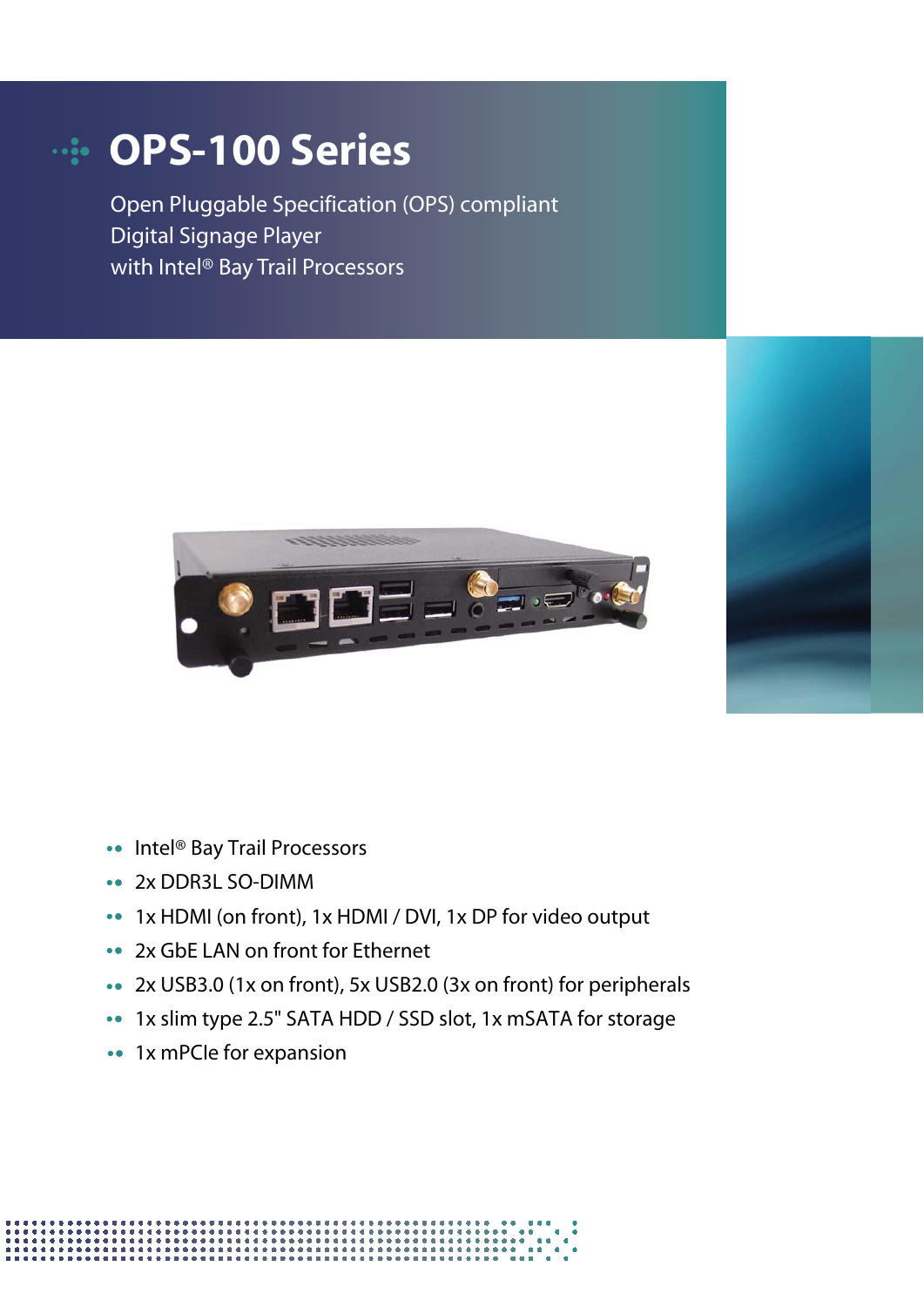# OPS-100 Series

Open Pluggable Specification (OPS) compliant
Digital Signage Player
with Intel® Bay Trail Processors

- Intel® Bay Trail Processors
- 2x DDR3L SO-DIMM
- 1x HDMI (on front), 1x HDMI / DVI, 1x DP for video output
- 2x GbE LAN on front for Ethernet
- 2x USB3.0 (1x on front), 5x USB2.0 (3x on front) for peripherals
- 1x slim type 2.5" SATA HDD / SSD slot, 1x mSATA for storage
- 1x mPCIe for expansion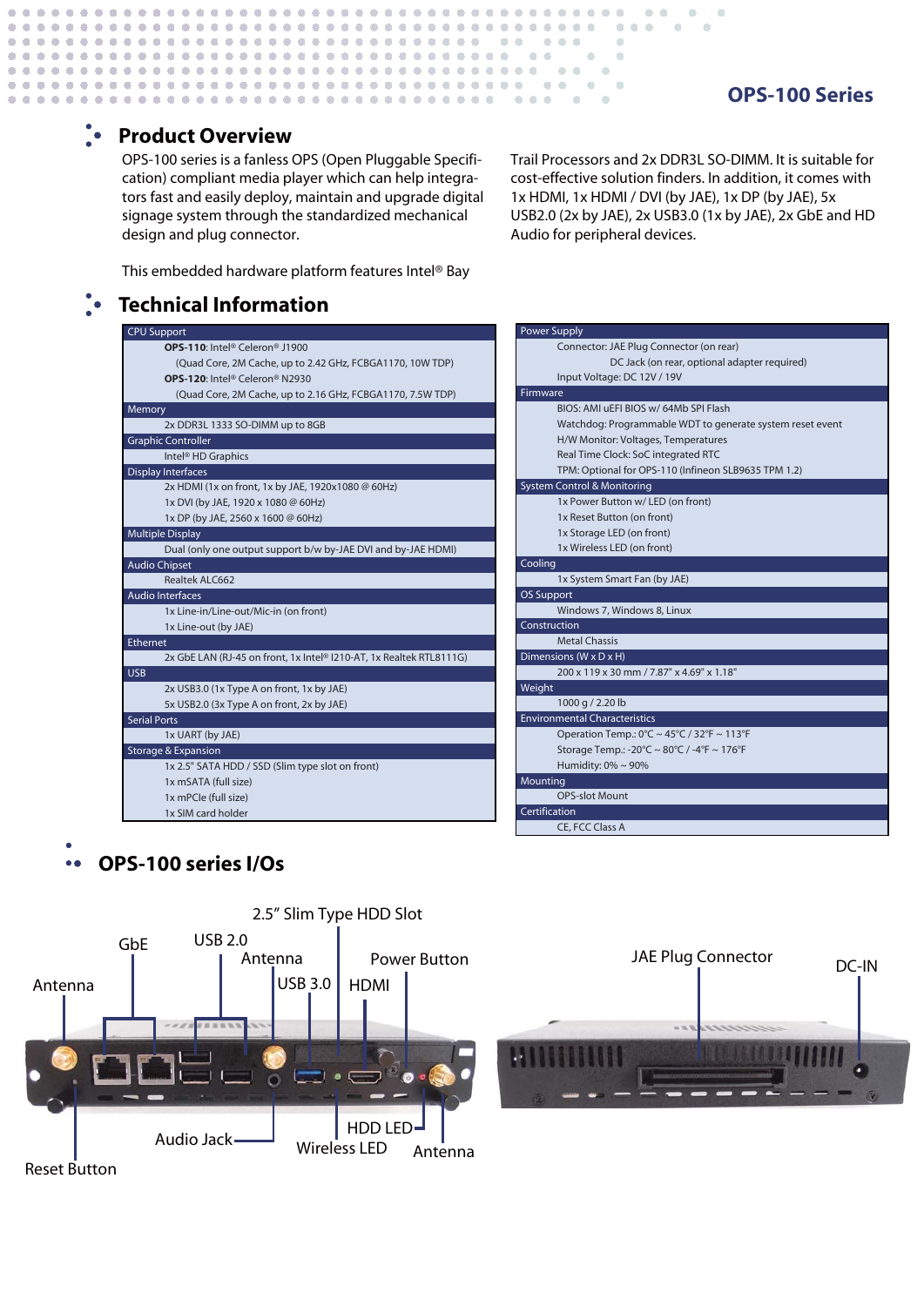## OPS-100 Series

## Product Overview

OPS-100 series is a fanless OPS (Open Pluggable Specification) compliant media player which can help integrators fast and easily deploy, maintain and upgrade digital signage system through the standardized mechanical design and plug connector.

This embedded hardware platform features Intel® Bay Trail Processors and 2x DDR3L SO-DIMM. It is suitable for cost-effective solution finders. In addition, it comes with 1x HDMI, 1x HDMI / DVI (by JAE), 1x DP (by JAE), 5x USB2.0 (2x by JAE), 2x USB3.0 (1x by JAE), 2x GbE and HD Audio for peripheral devices.

## Technical Information

| CPU Support |
|---|
| **OPS-110**: Intel® Celeron® J1900 |
| (Quad Core, 2M Cache, up to 2.42 GHz, FCBGA1170, 10W TDP) |
| **OPS-120**: Intel® Celeron® N2930 |
| (Quad Core, 2M Cache, up to 2.16 GHz, FCBGA1170, 7.5W TDP) |
| **Memory** |
| 2x DDR3L 1333 SO-DIMM up to 8GB |
| **Graphic Controller** |
| Intel® HD Graphics |
| **Display Interfaces** |
| 2x HDMI (1x on front, 1x by JAE, 1920x1080 @ 60Hz) |
| 1x DVI (by JAE, 1920 x 1080 @ 60Hz) |
| 1x DP (by JAE, 2560 x 1600 @ 60Hz) |
| **Multiple Display** |
| Dual (only one output support b/w by-JAE DVI and by-JAE HDMI) |
| **Audio Chipset** |
| Realtek ALC662 |
| **Audio Interfaces** |
| 1x Line-in/Line-out/Mic-in (on front) |
| 1x Line-out (by JAE) |
| **Ethernet** |
| 2x GbE LAN (RJ-45 on front, 1x Intel® I210-AT, 1x Realtek RTL8111G) |
| **USB** |
| 2x USB3.0 (1x Type A on front, 1x by JAE) |
| 5x USB2.0 (3x Type A on front, 2x by JAE) |
| **Serial Ports** |
| 1x UART (by JAE) |
| **Storage & Expansion** |
| 1x 2.5" SATA HDD / SSD (Slim type slot on front) |
| 1x mSATA (full size) |
| 1x mPCIe (full size) |
| 1x SIM card holder |

| Power Supply |
|---|
| Connector: JAE Plug Connector (on rear) |
| DC Jack (on rear, optional adapter required) |
| Input Voltage: DC 12V / 19V |
| **Firmware** |
| BIOS: AMI uEFI BIOS w/ 64Mb SPI Flash |
| Watchdog: Programmable WDT to generate system reset event |
| H/W Monitor: Voltages, Temperatures |
| Real Time Clock: SoC integrated RTC |
| TPM: Optional for OPS-110 (Infineon SLB9635 TPM 1.2) |
| **System Control & Monitoring** |
| 1x Power Button w/ LED (on front) |
| 1x Reset Button (on front) |
| 1x Storage LED (on front) |
| 1x Wireless LED (on front) |
| **Cooling** |
| 1x System Smart Fan (by JAE) |
| **OS Support** |
| Windows 7, Windows 8, Linux |
| **Construction** |
| Metal Chassis |
| **Dimensions (W x D x H)** |
| 200 x 119 x 30 mm / 7.87" x 4.69" x 1.18" |
| **Weight** |
| 1000 g / 2.20 lb |
| **Environmental Characteristics** |
| Operation Temp.: 0°C ~ 45°C / 32°F ~ 113°F |
| Storage Temp.: -20°C ~ 80°C / -4°F ~ 176°F |
| Humidity: 0% ~ 90% |
| **Mounting** |
| OPS-slot Mount |
| **Certification** |
| CE, FCC Class A |

## OPS-100 series I/Os

Antenna, GbE, USB 2.0, Antenna, 2.5" Slim Type HDD Slot, USB 3.0, Power Button, HDMI, Reset Button, Audio Jack, Wireless LED, HDD LED, Antenna

JAE Plug Connector, DC-IN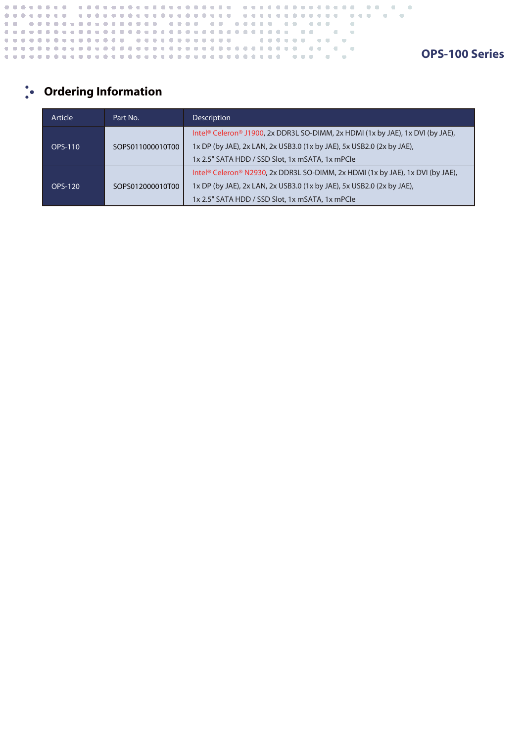## Ordering Information

| Article | Part No. | Description |
|---|---|---|
| OPS-110 | SOPS011000010T00 | Intel® Celeron® J1900, 2x DDR3L SO-DIMM, 2x HDMI (1x by JAE), 1x DVI (by JAE), 1x DP (by JAE), 2x LAN, 2x USB3.0 (1x by JAE), 5x USB2.0 (2x by JAE), 1x 2.5" SATA HDD / SSD Slot, 1x mSATA, 1x mPCIe |
| OPS-120 | SOPS012000010T00 | Intel® Celeron® N2930, 2x DDR3L SO-DIMM, 2x HDMI (1x by JAE), 1x DVI (by JAE), 1x DP (by JAE), 2x LAN, 2x USB3.0 (1x by JAE), 5x USB2.0 (2x by JAE), 1x 2.5" SATA HDD / SSD Slot, 1x mSATA, 1x mPCIe |